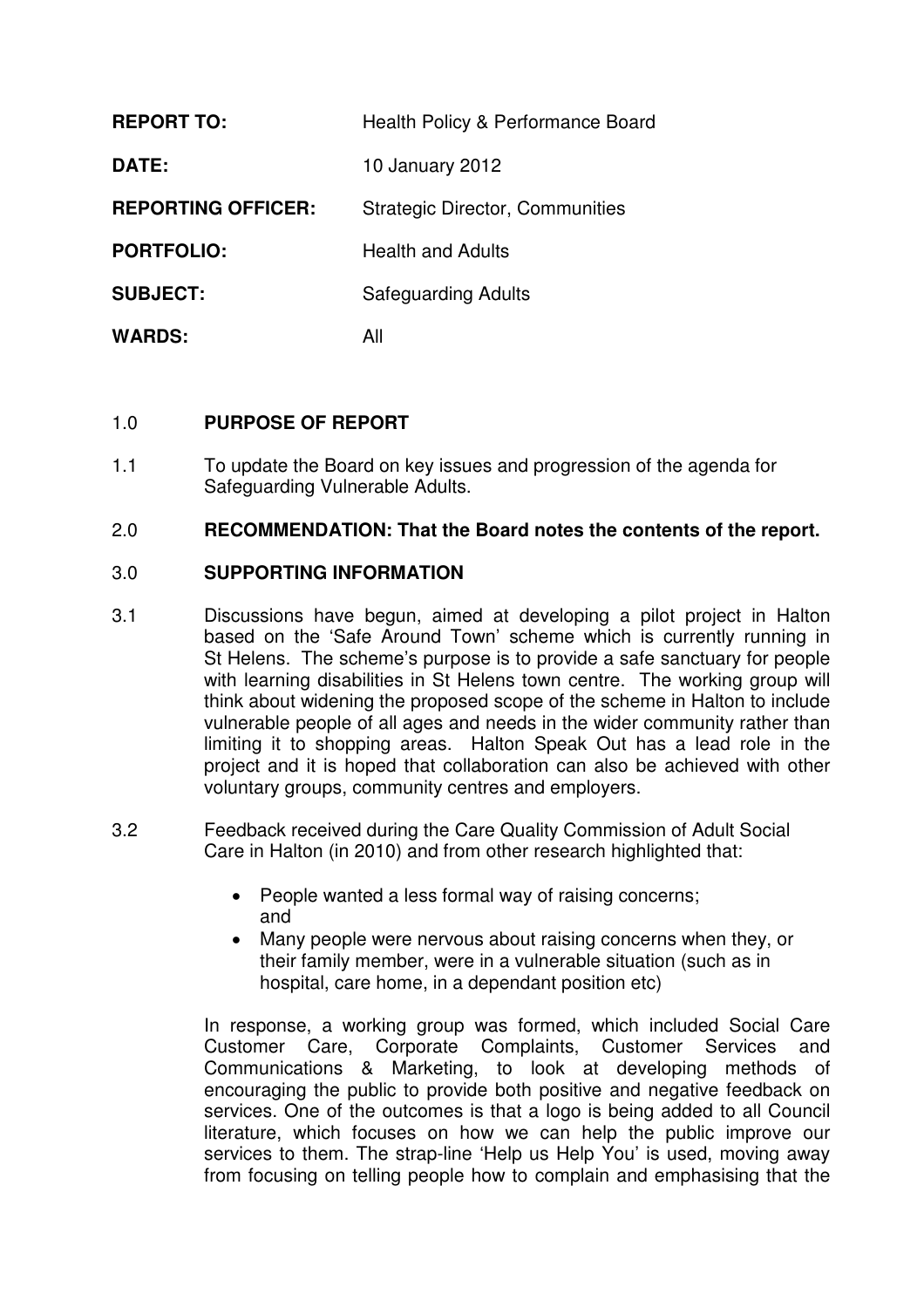**REPORT TO:** Health Policy & Performance Board

**DATE:** 10 January 2012

**REPORTING OFFICER:** Strategic Director, Communities

**PORTFOLIO:** Health and Adults

**SUBJECT:** Safeguarding Adults

**WARDS:** All

## 1.0 PURPOSE OF REPORT

1.1 To update the Board on key issues and progression of the agenda for Safeguarding Vulnerable Adults.

## 2.0 RECOMMENDATION: That the Board notes the contents of the report.

## 3.0 SUPPORTING INFORMATION

3.1 Discussions have begun, aimed at developing a pilot project in Halton based on the 'Safe Around Town' scheme which is currently running in St Helens. The scheme's purpose is to provide a safe sanctuary for people with learning disabilities in St Helens town centre. The working group will think about widening the proposed scope of the scheme in Halton to include vulnerable people of all ages and needs in the wider community rather than limiting it to shopping areas. Halton Speak Out has a lead role in the project and it is hoped that collaboration can also be achieved with other voluntary groups, community centres and employers.

3.2 Feedback received during the Care Quality Commission of Adult Social Care in Halton (in 2010) and from other research highlighted that:

- People wanted a less formal way of raising concerns; and
- Many people were nervous about raising concerns when they, or their family member, were in a vulnerable situation (such as in hospital, care home, in a dependant position etc)

In response, a working group was formed, which included Social Care Customer Care, Corporate Complaints, Customer Services and Communications & Marketing, to look at developing methods of encouraging the public to provide both positive and negative feedback on services. One of the outcomes is that a logo is being added to all Council literature, which focuses on how we can help the public improve our services to them. The strap-line 'Help us Help You' is used, moving away from focusing on telling people how to complain and emphasising that the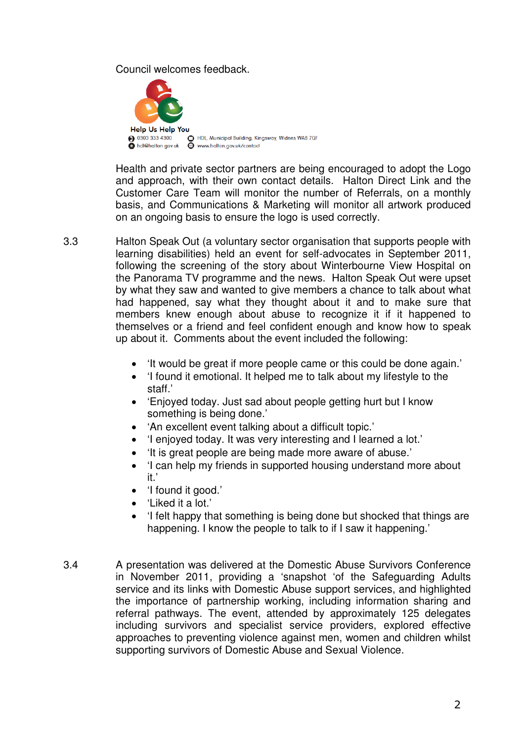Council welcomes feedback.

Help Us Help You

0303 333 4300 HDL, Municipal Building, Kingsway, Widnes WA8 7QF

hdl@halton.gov.uk www.halton.gov.uk/contact

Health and private sector partners are being encouraged to adopt the Logo and approach, with their own contact details. Halton Direct Link and the Customer Care Team will monitor the number of Referrals, on a monthly basis, and Communications & Marketing will monitor all artwork produced on an ongoing basis to ensure the logo is used correctly.

3.3 Halton Speak Out (a voluntary sector organisation that supports people with learning disabilities) held an event for self-advocates in September 2011, following the screening of the story about Winterbourne View Hospital on the Panorama TV programme and the news. Halton Speak Out were upset by what they saw and wanted to give members a chance to talk about what had happened, say what they thought about it and to make sure that members knew enough about abuse to recognize it if it happened to themselves or a friend and feel confident enough and know how to speak up about it. Comments about the event included the following:

- 'It would be great if more people came or this could be done again.'
- 'I found it emotional. It helped me to talk about my lifestyle to the staff.'
- 'Enjoyed today. Just sad about people getting hurt but I know something is being done.'
- 'An excellent event talking about a difficult topic.'
- 'I enjoyed today. It was very interesting and I learned a lot.'
- 'It is great people are being made more aware of abuse.'
- 'I can help my friends in supported housing understand more about it.'
- 'I found it good.'
- 'Liked it a lot.'
- 'I felt happy that something is being done but shocked that things are happening. I know the people to talk to if I saw it happening.'

3.4 A presentation was delivered at the Domestic Abuse Survivors Conference in November 2011, providing a 'snapshot 'of the Safeguarding Adults service and its links with Domestic Abuse support services, and highlighted the importance of partnership working, including information sharing and referral pathways. The event, attended by approximately 125 delegates including survivors and specialist service providers, explored effective approaches to preventing violence against men, women and children whilst supporting survivors of Domestic Abuse and Sexual Violence.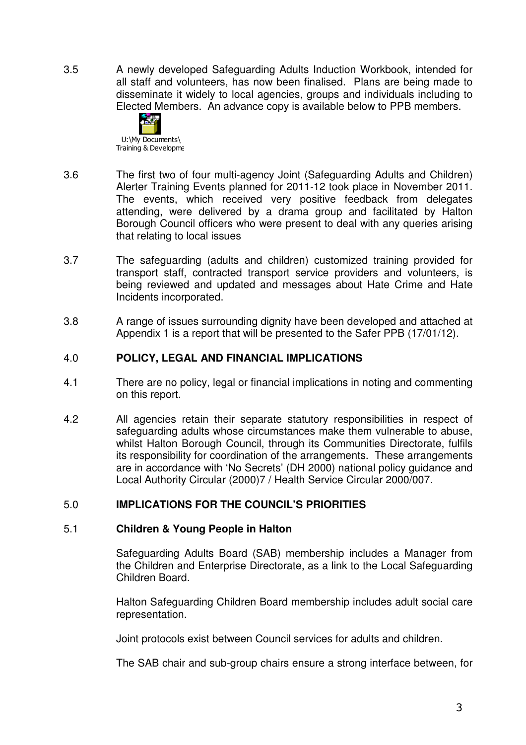3.5 A newly developed Safeguarding Adults Induction Workbook, intended for all staff and volunteers, has now been finalised. Plans are being made to disseminate it widely to local agencies, groups and individuals including to Elected Members. An advance copy is available below to PPB members.

U:\My Documents\ Training & Developme

3.6 The first two of four multi-agency Joint (Safeguarding Adults and Children) Alerter Training Events planned for 2011-12 took place in November 2011. The events, which received very positive feedback from delegates attending, were delivered by a drama group and facilitated by Halton Borough Council officers who were present to deal with any queries arising that relating to local issues

3.7 The safeguarding (adults and children) customized training provided for transport staff, contracted transport service providers and volunteers, is being reviewed and updated and messages about Hate Crime and Hate Incidents incorporated.

3.8 A range of issues surrounding dignity have been developed and attached at Appendix 1 is a report that will be presented to the Safer PPB (17/01/12).

## 4.0 POLICY, LEGAL AND FINANCIAL IMPLICATIONS

4.1 There are no policy, legal or financial implications in noting and commenting on this report.

4.2 All agencies retain their separate statutory responsibilities in respect of safeguarding adults whose circumstances make them vulnerable to abuse, whilst Halton Borough Council, through its Communities Directorate, fulfils its responsibility for coordination of the arrangements. These arrangements are in accordance with 'No Secrets' (DH 2000) national policy guidance and Local Authority Circular (2000)7 / Health Service Circular 2000/007.

## 5.0 IMPLICATIONS FOR THE COUNCIL'S PRIORITIES

### 5.1 Children & Young People in Halton

Safeguarding Adults Board (SAB) membership includes a Manager from the Children and Enterprise Directorate, as a link to the Local Safeguarding Children Board.

Halton Safeguarding Children Board membership includes adult social care representation.

Joint protocols exist between Council services for adults and children.

The SAB chair and sub-group chairs ensure a strong interface between, for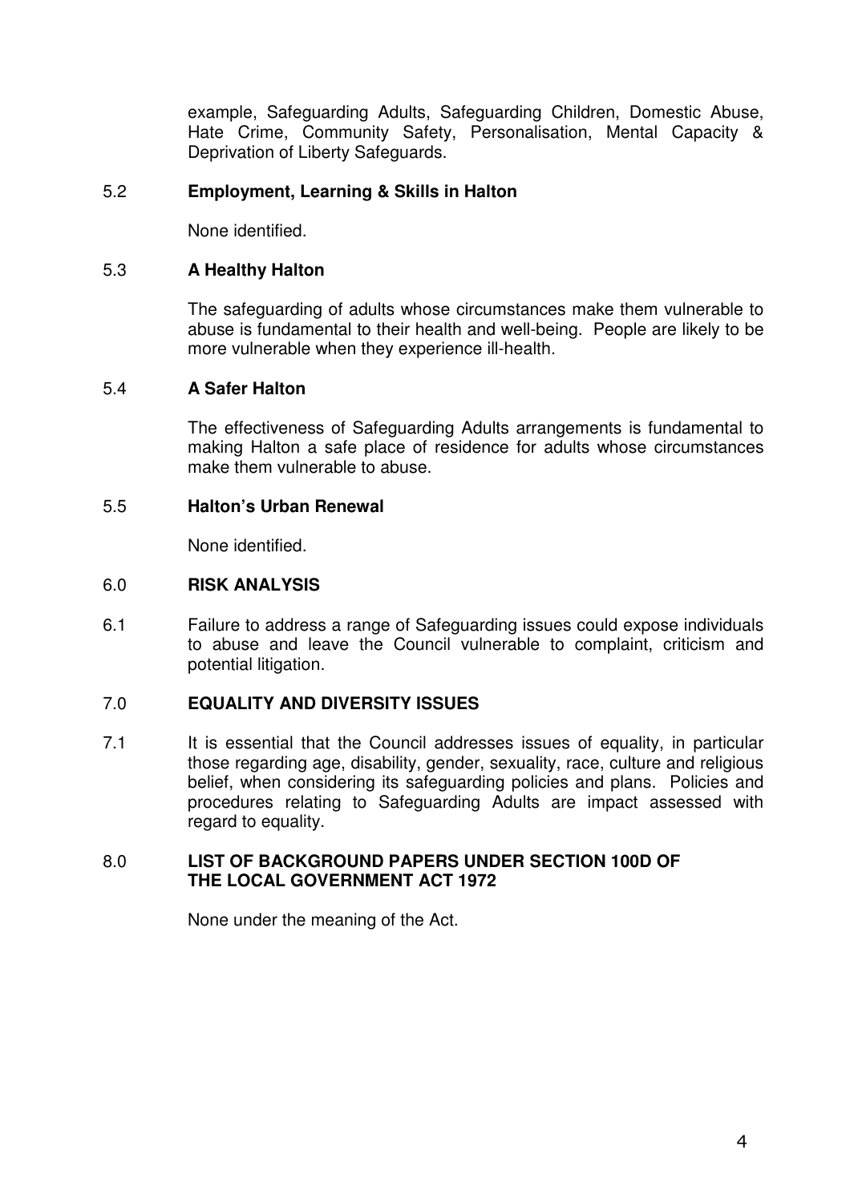example, Safeguarding Adults, Safeguarding Children, Domestic Abuse, Hate Crime, Community Safety, Personalisation, Mental Capacity & Deprivation of Liberty Safeguards.

5.2 **Employment, Learning & Skills in Halton**

None identified.

5.3 **A Healthy Halton**

The safeguarding of adults whose circumstances make them vulnerable to abuse is fundamental to their health and well-being. People are likely to be more vulnerable when they experience ill-health.

5.4 **A Safer Halton**

The effectiveness of Safeguarding Adults arrangements is fundamental to making Halton a safe place of residence for adults whose circumstances make them vulnerable to abuse.

5.5 **Halton's Urban Renewal**

None identified.

## 6.0 RISK ANALYSIS

6.1 Failure to address a range of Safeguarding issues could expose individuals to abuse and leave the Council vulnerable to complaint, criticism and potential litigation.

## 7.0 EQUALITY AND DIVERSITY ISSUES

7.1 It is essential that the Council addresses issues of equality, in particular those regarding age, disability, gender, sexuality, race, culture and religious belief, when considering its safeguarding policies and plans. Policies and procedures relating to Safeguarding Adults are impact assessed with regard to equality.

## 8.0 LIST OF BACKGROUND PAPERS UNDER SECTION 100D OF THE LOCAL GOVERNMENT ACT 1972

None under the meaning of the Act.